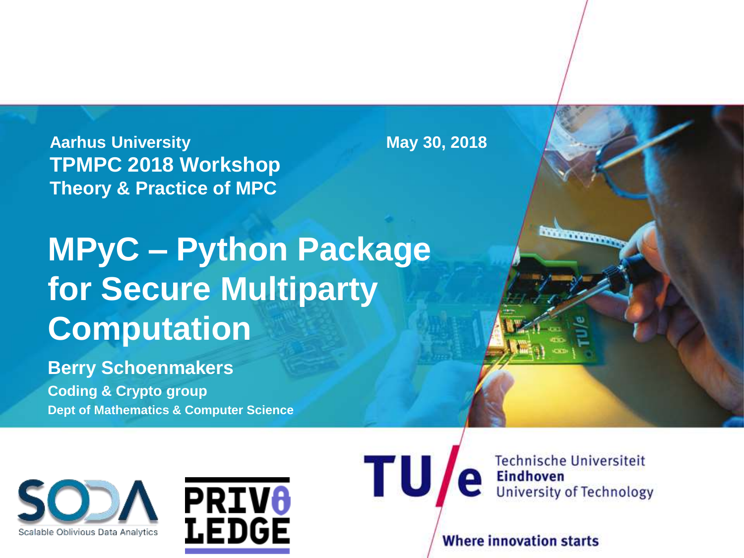Aarhus University
TPMPC 2018 Workshop
Theory & Practice of MPC

May 30, 2018

# MPyC – Python Package for Secure Multiparty Computation

**Berry Schoenmakers**
**Coding & Crypto group**
**Dept of Mathematics & Computer Science**

SODA
Scalable Oblivious Data Analytics

PRIVLEDGE

TU/e Technische Universiteit Eindhoven University of Technology

Where innovation starts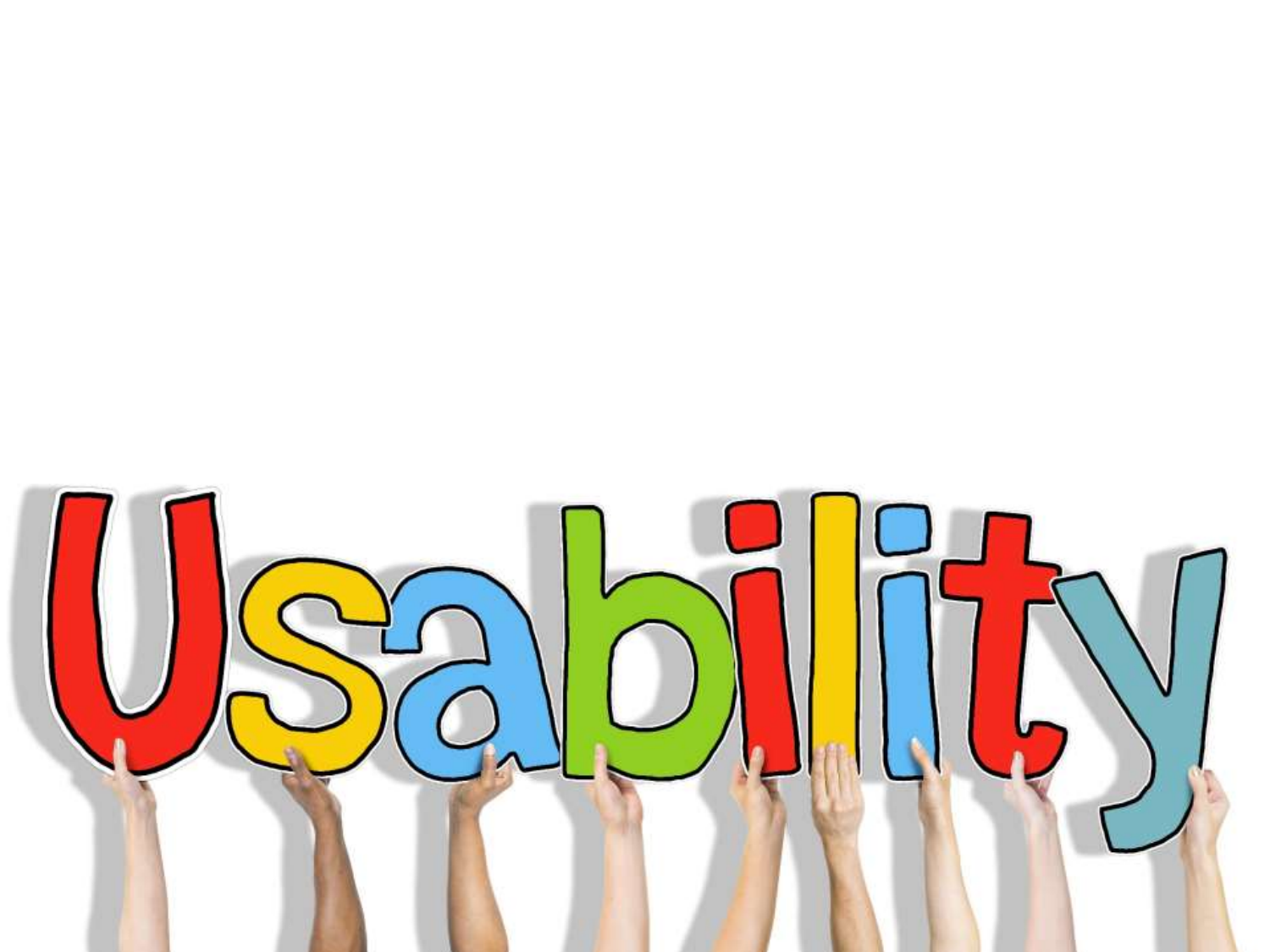Usability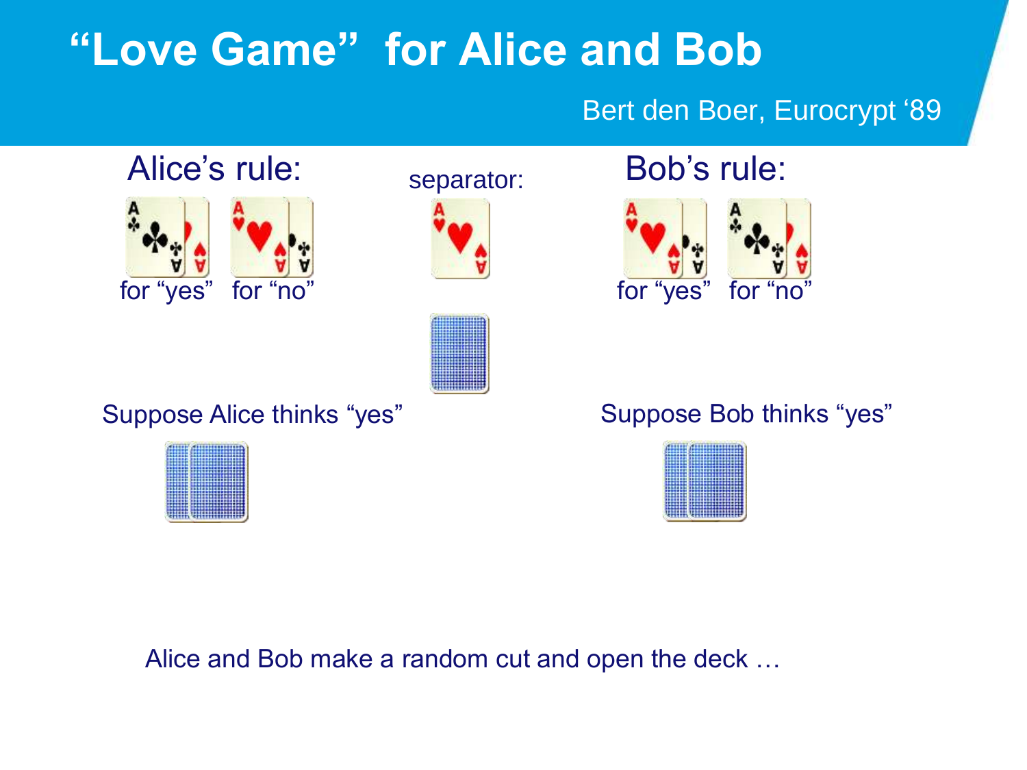# "Love Game" for Alice and Bob

Bert den Boer, Eurocrypt '89

Alice's rule:

for "yes" for "no"

separator:

Bob's rule:

for "yes" for "no"

Suppose Alice thinks "yes"

Suppose Bob thinks "yes"

Alice and Bob make a random cut and open the deck …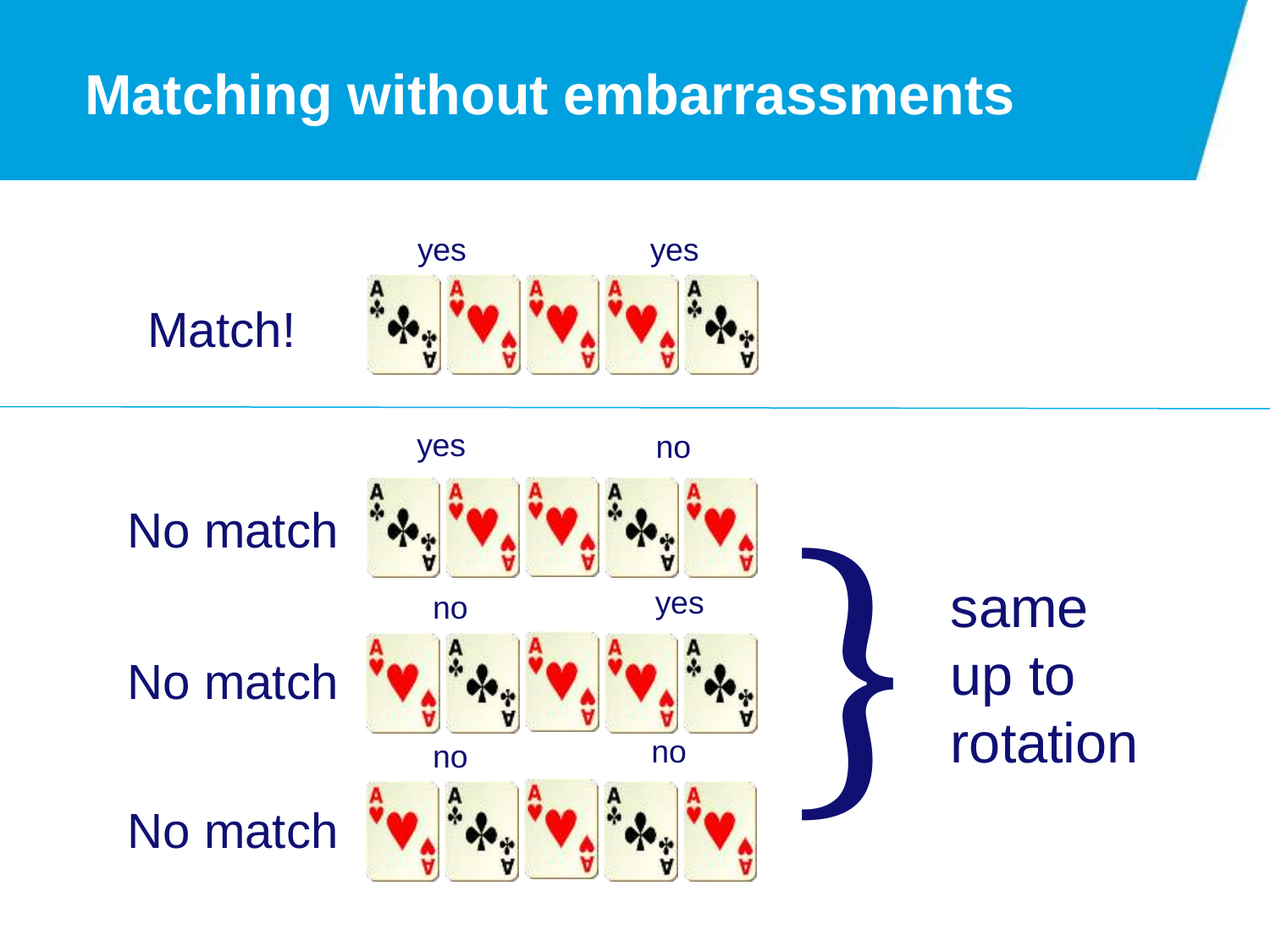# Matching without embarrassments

Match!

yes yes

No match

yes no

No match

no yes

No match

no no

same up to rotation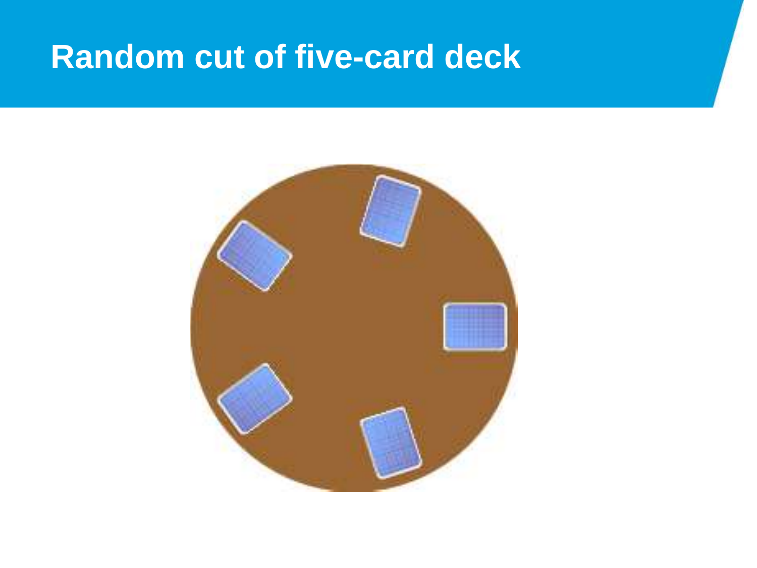# Random cut of five-card deck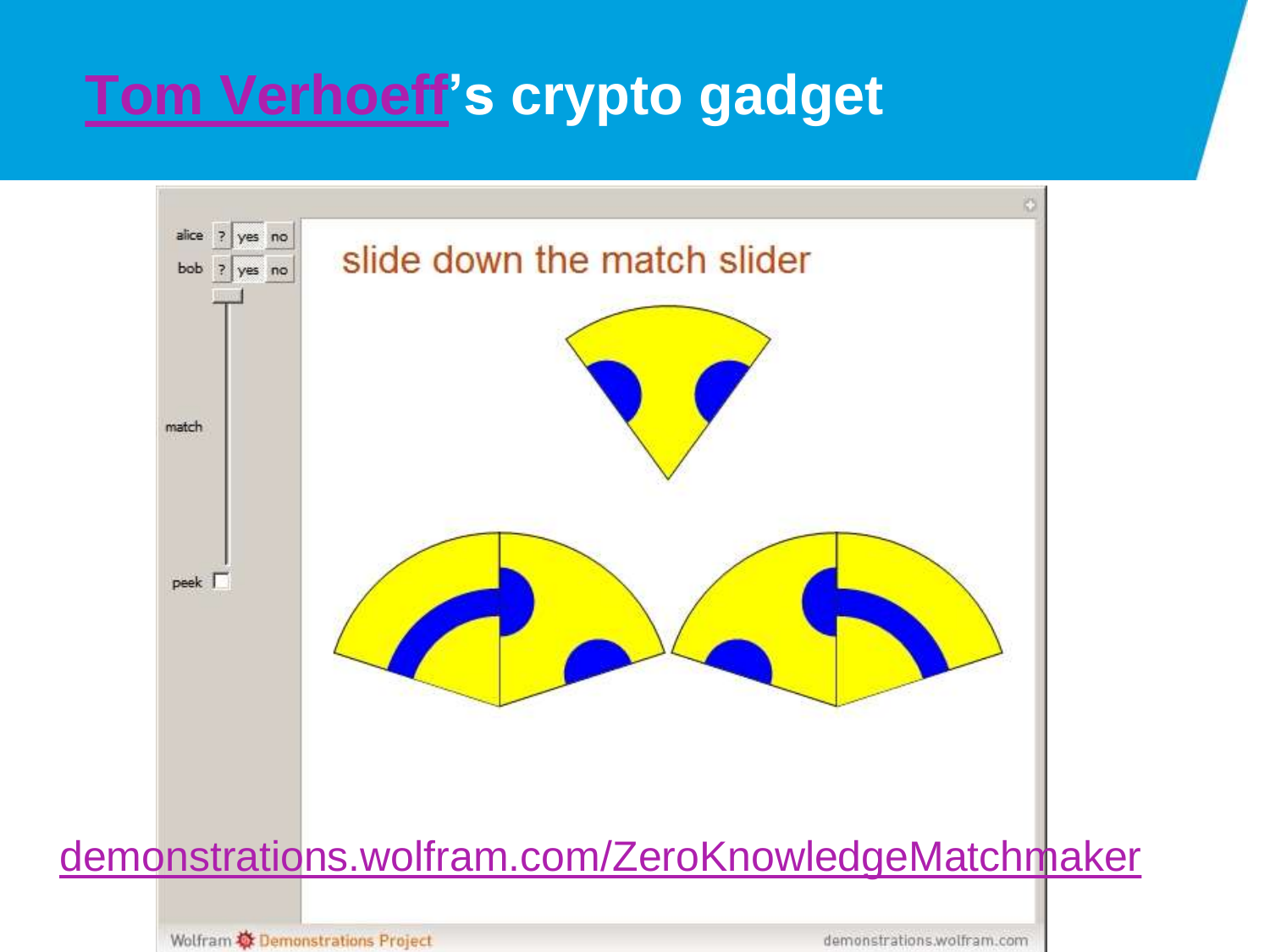# Tom Verhoeff's crypto gadget

alice ? yes no

bob ? yes no

match

peek

slide down the match slider

demonstrations.wolfram.com/ZeroKnowledgeMatchmaker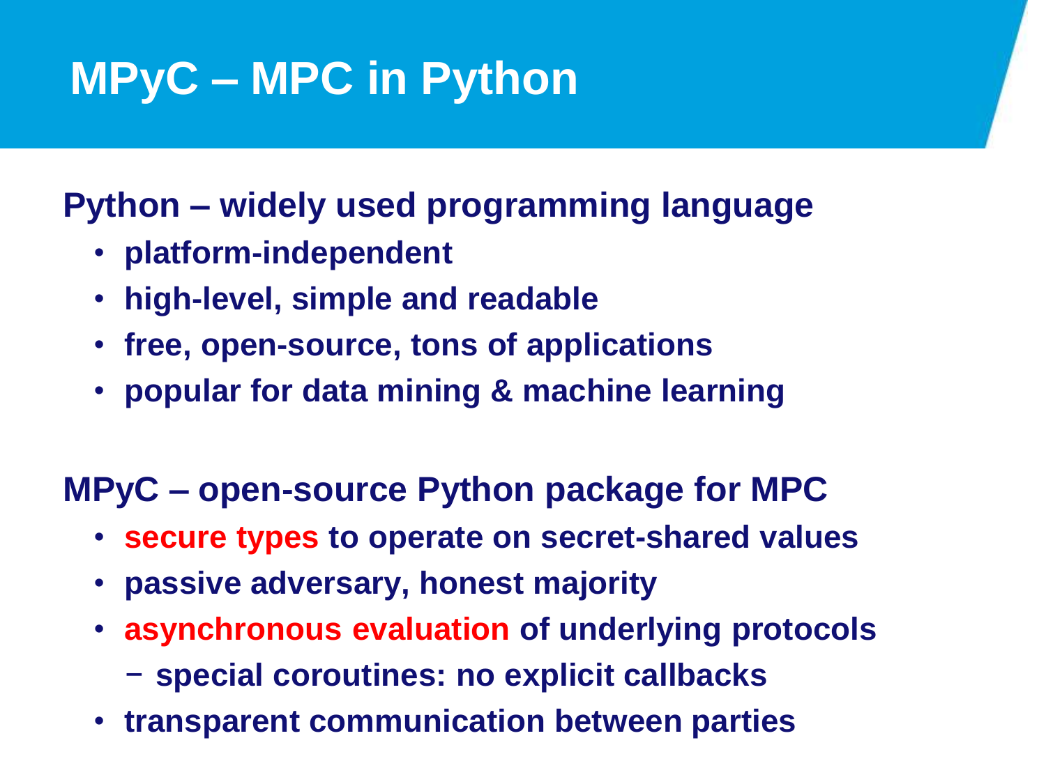# MPyC – MPC in Python

**Python – widely used programming language**

- **platform-independent**
- **high-level, simple and readable**
- **free, open-source, tons of applications**
- **popular for data mining & machine learning**

**MPyC – open-source Python package for MPC**

- **secure types to operate on secret-shared values**
- **passive adversary, honest majority**
- **asynchronous evaluation of underlying protocols**
  - **special coroutines: no explicit callbacks**
- **transparent communication between parties**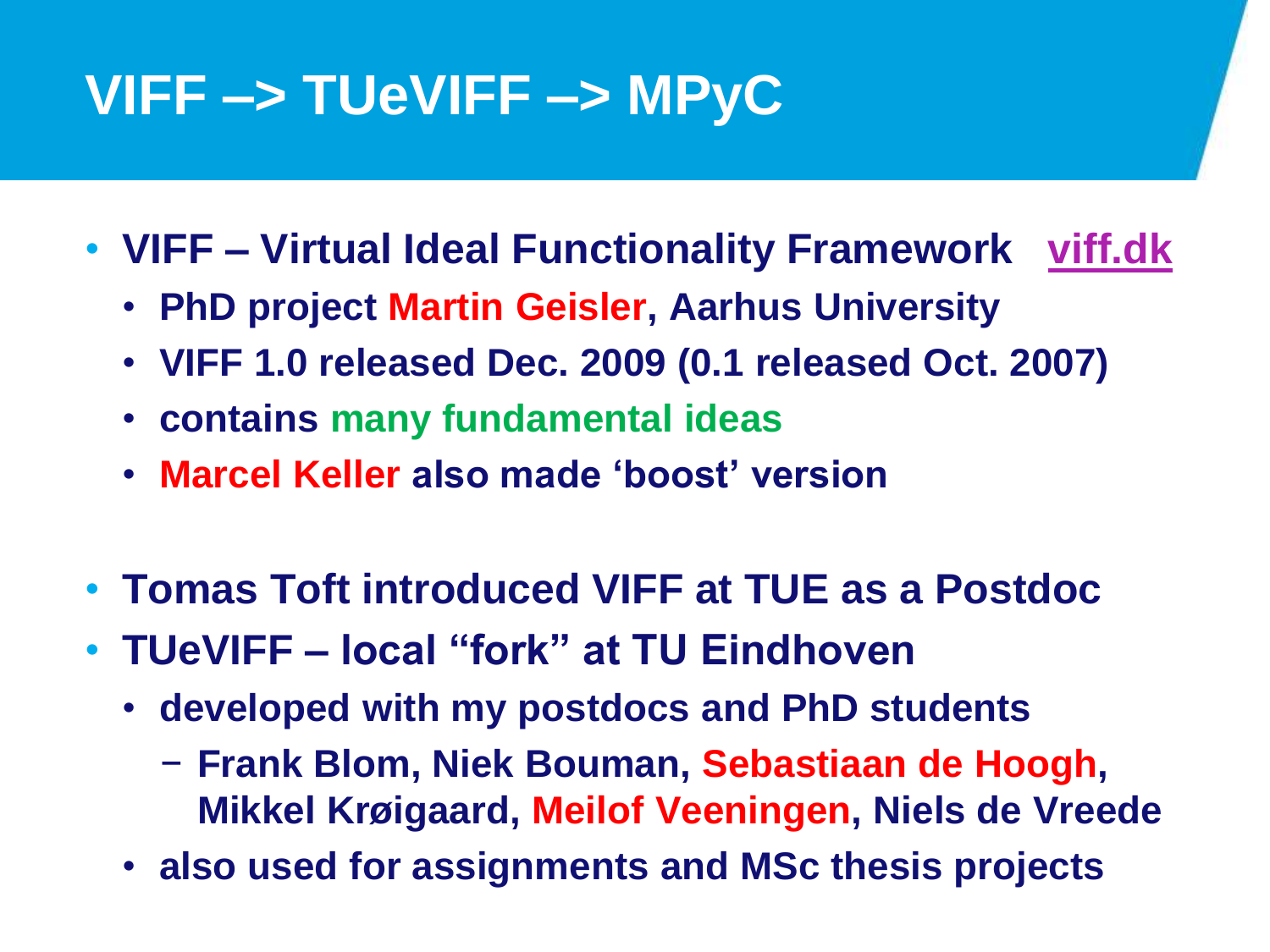# VIFF –> TUeVIFF –> MPyC

- **VIFF – Virtual Ideal Functionality Framework [viff.dk](viff.dk)**
  - **PhD project Martin Geisler, Aarhus University**
  - **VIFF 1.0 released Dec. 2009 (0.1 released Oct. 2007)**
  - **contains many fundamental ideas**
  - **Marcel Keller also made 'boost' version**

- **Tomas Toft introduced VIFF at TUE as a Postdoc**
- **TUeVIFF – local "fork" at TU Eindhoven**
  - **developed with my postdocs and PhD students**
    - **Frank Blom, Niek Bouman, Sebastiaan de Hoogh, Mikkel Krøigaard, Meilof Veeningen, Niels de Vreede**
  - **also used for assignments and MSc thesis projects**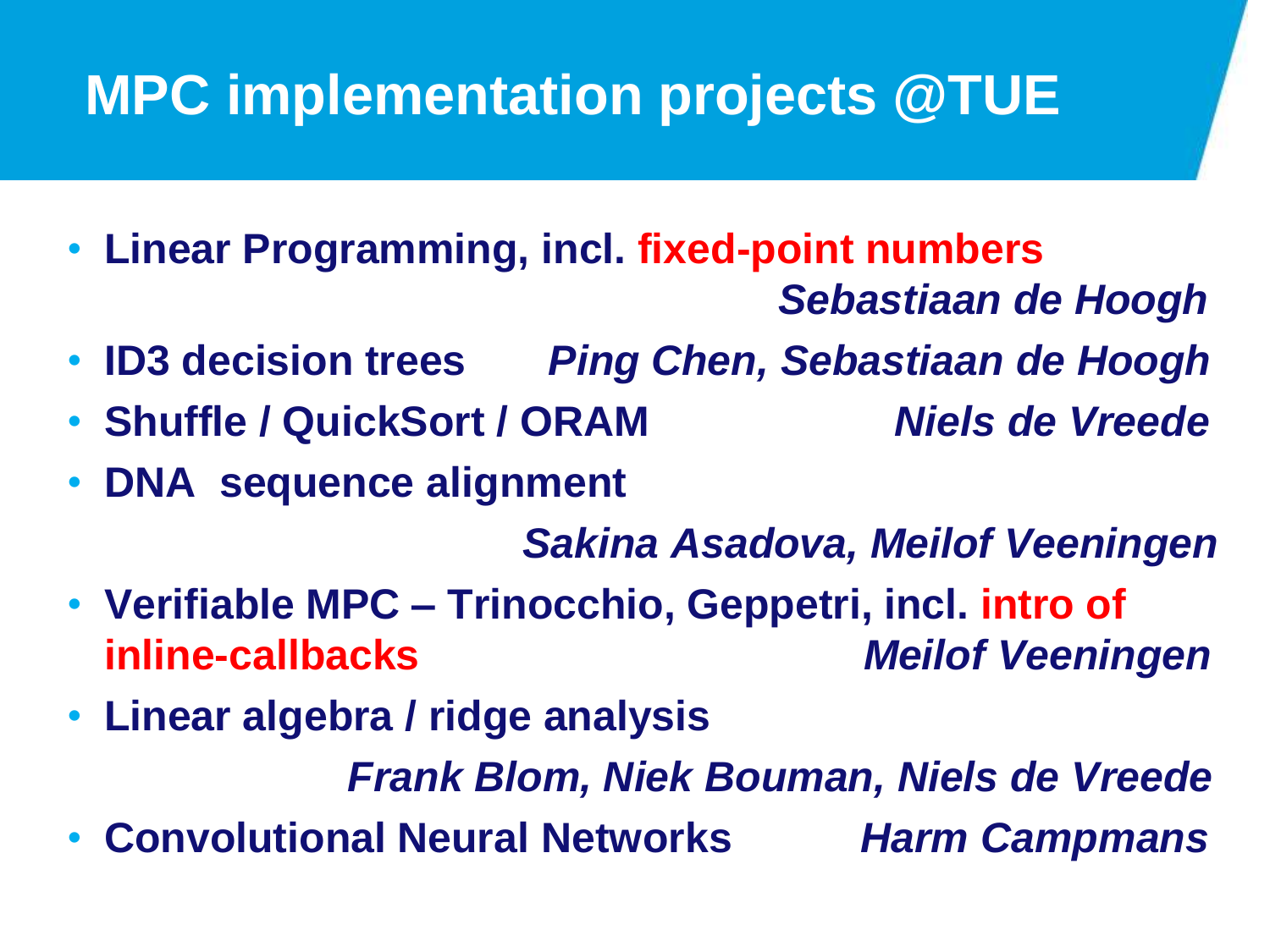# MPC implementation projects @TUE

- **Linear Programming, incl. fixed-point numbers** *Sebastiaan de Hoogh*
- **ID3 decision trees** *Ping Chen, Sebastiaan de Hoogh*
- **Shuffle / QuickSort / ORAM** *Niels de Vreede*
- **DNA sequence alignment** *Sakina Asadova, Meilof Veeningen*
- **Verifiable MPC – Trinocchio, Geppetri, incl. intro of inline-callbacks** *Meilof Veeningen*
- **Linear algebra / ridge analysis** *Frank Blom, Niek Bouman, Niels de Vreede*
- **Convolutional Neural Networks** *Harm Campmans*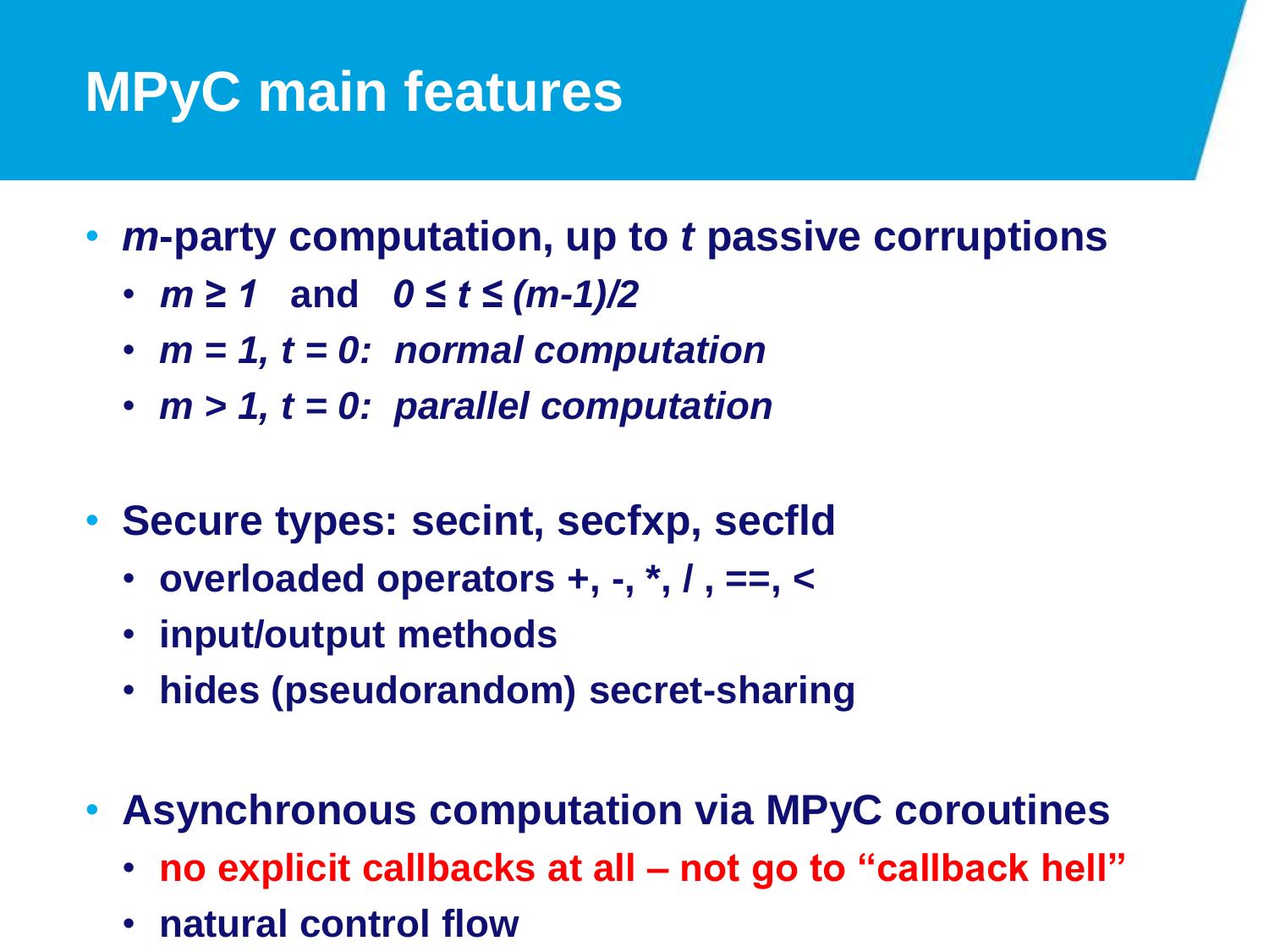# MPyC main features

- ***m*-party computation, up to *t* passive corruptions**
  - $m \geq 1$ **and** $0 \leq t \leq (m-1)/2$
  - $m = 1, t = 0$: ***normal computation***
  - $m > 1, t = 0$: ***parallel computation***

- **Secure types: secint, secfxp, secfld**
  - **overloaded operators +, -, *, / , ==, <**
  - **input/output methods**
  - **hides (pseudorandom) secret-sharing**

- **Asynchronous computation via MPyC coroutines**
  - **no explicit callbacks at all – not go to “callback hell”**
  - **natural control flow**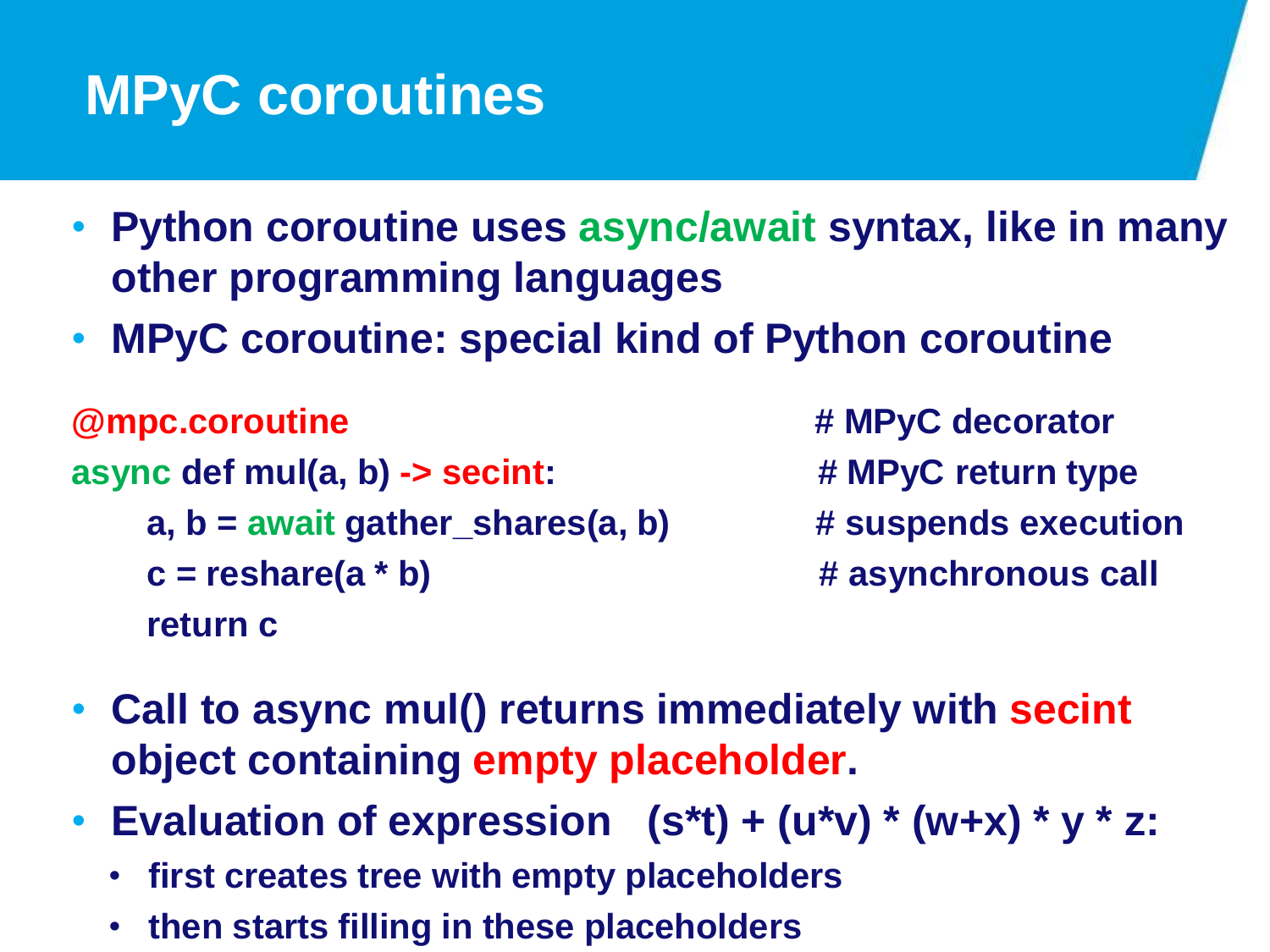# MPyC coroutines

- **Python coroutine uses async/await syntax, like in many other programming languages**
- **MPyC coroutine: special kind of Python coroutine**

```
@mpc.coroutine                                  # MPyC decorator
async def mul(a, b) -> secint:                  # MPyC return type
    a, b = await gather_shares(a, b)            # suspends execution
    c = reshare(a * b)                          # asynchronous call
    return c
```

- **Call to async mul() returns immediately with secint object containing empty placeholder.**
- **Evaluation of expression (s*t) + (u*v) * (w+x) * y * z:**
  - **first creates tree with empty placeholders**
  - **then starts filling in these placeholders**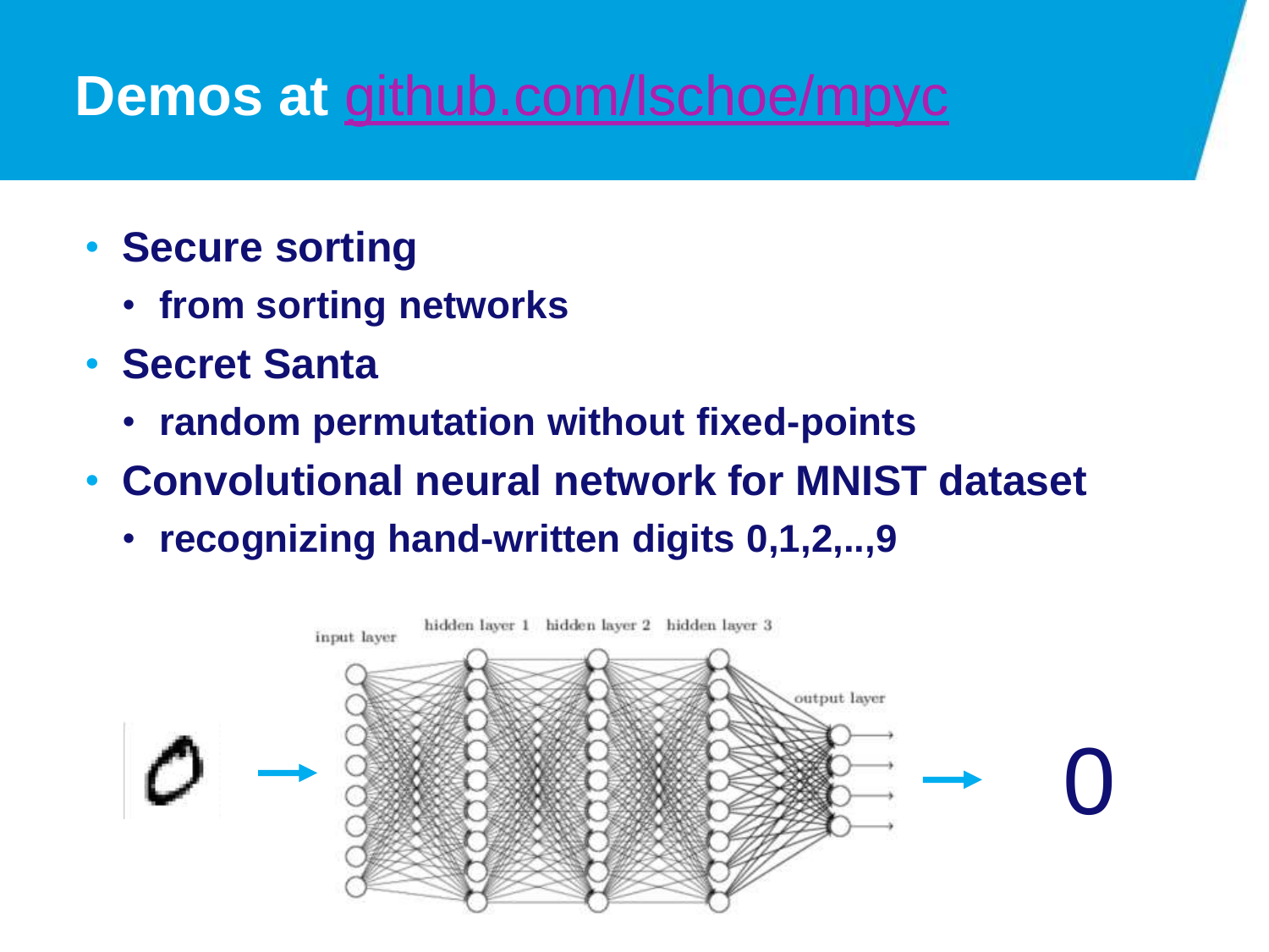# Demos at [github.com/lschoe/mpyc](https://github.com/lschoe/mpyc)

- **Secure sorting**
  - **from sorting networks**
- **Secret Santa**
  - **random permutation without fixed-points**
- **Convolutional neural network for MNIST dataset**
  - **recognizing hand-written digits 0,1,2,..,9**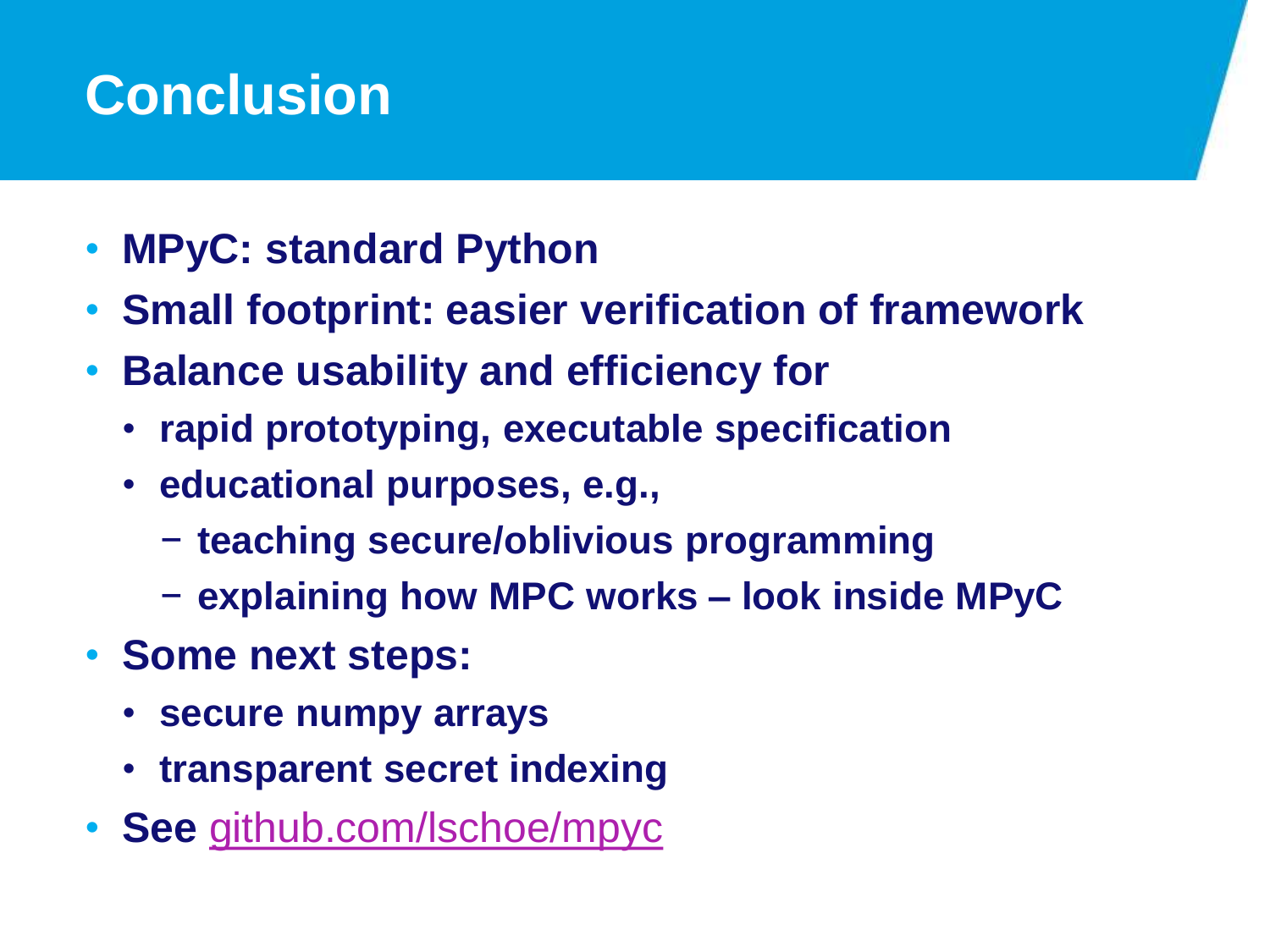# Conclusion

- **MPyC: standard Python**
- **Small footprint: easier verification of framework**
- **Balance usability and efficiency for**
  - **rapid prototyping, executable specification**
  - **educational purposes, e.g.,**
    - **teaching secure/oblivious programming**
    - **explaining how MPC works – look inside MPyC**
- **Some next steps:**
  - **secure numpy arrays**
  - **transparent secret indexing**
- **See** [github.com/lschoe/mpyc](https://github.com/lschoe/mpyc)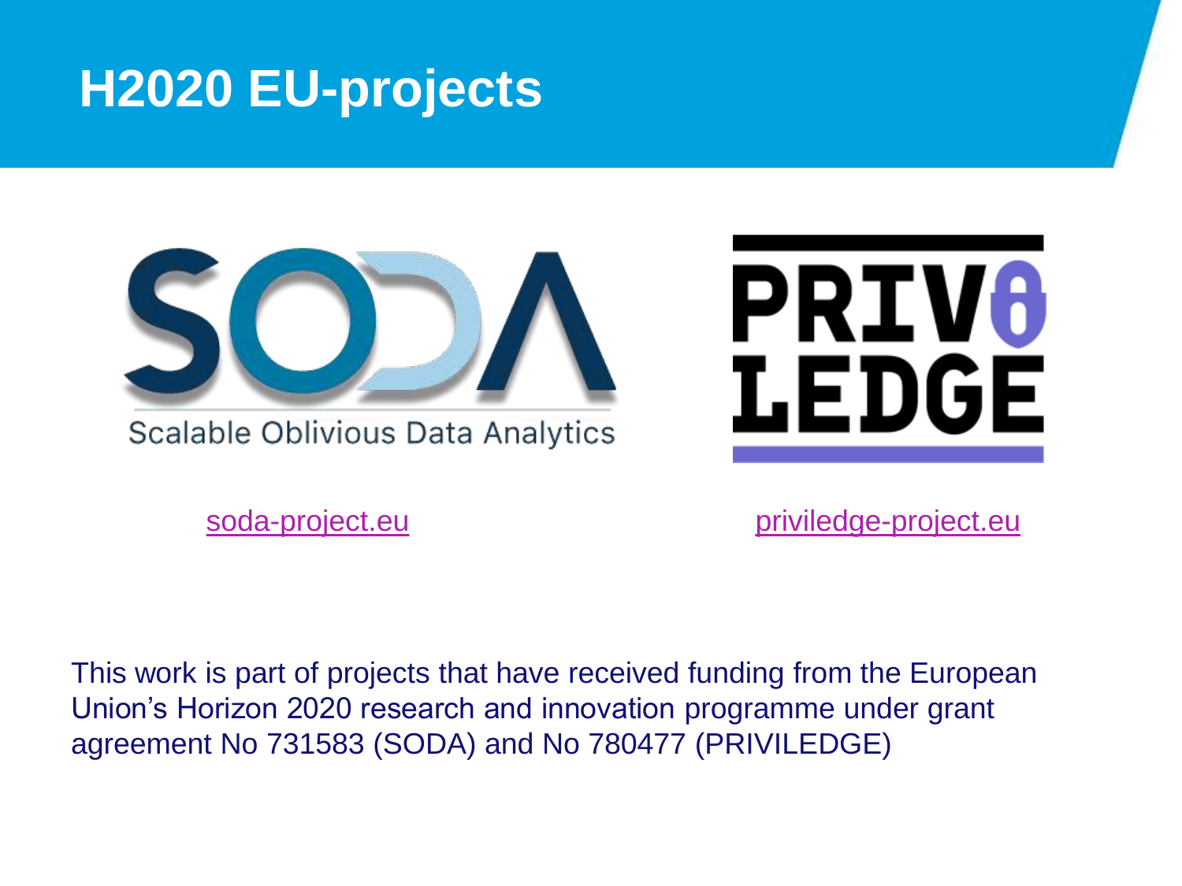# H2020 EU-projects

Scalable Oblivious Data Analytics

soda-project.eu

priviledge-project.eu

This work is part of projects that have received funding from the European Union's Horizon 2020 research and innovation programme under grant agreement No 731583 (SODA) and No 780477 (PRIVILEDGE)